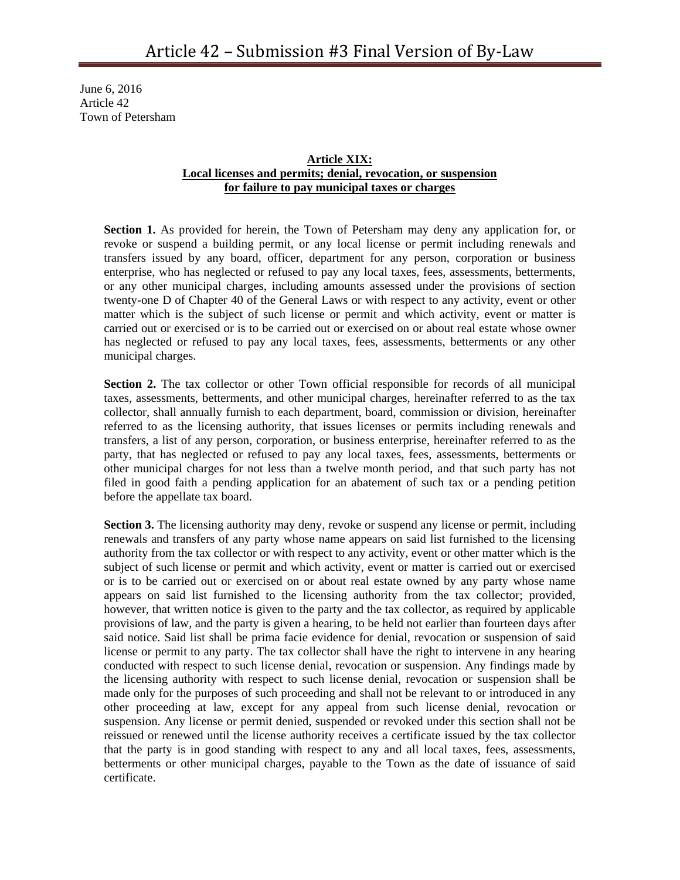# Article 42 – Submission #3 Final Version of By-Law

June 6, 2016
Article 42
Town of Petersham

## Article XIX: Local licenses and permits; denial, revocation, or suspension for failure to pay municipal taxes or charges

**Section 1.** As provided for herein, the Town of Petersham may deny any application for, or revoke or suspend a building permit, or any local license or permit including renewals and transfers issued by any board, officer, department for any person, corporation or business enterprise, who has neglected or refused to pay any local taxes, fees, assessments, betterments, or any other municipal charges, including amounts assessed under the provisions of section twenty-one D of Chapter 40 of the General Laws or with respect to any activity, event or other matter which is the subject of such license or permit and which activity, event or matter is carried out or exercised or is to be carried out or exercised on or about real estate whose owner has neglected or refused to pay any local taxes, fees, assessments, betterments or any other municipal charges.

**Section 2.** The tax collector or other Town official responsible for records of all municipal taxes, assessments, betterments, and other municipal charges, hereinafter referred to as the tax collector, shall annually furnish to each department, board, commission or division, hereinafter referred to as the licensing authority, that issues licenses or permits including renewals and transfers, a list of any person, corporation, or business enterprise, hereinafter referred to as the party, that has neglected or refused to pay any local taxes, fees, assessments, betterments or other municipal charges for not less than a twelve month period, and that such party has not filed in good faith a pending application for an abatement of such tax or a pending petition before the appellate tax board.

**Section 3.** The licensing authority may deny, revoke or suspend any license or permit, including renewals and transfers of any party whose name appears on said list furnished to the licensing authority from the tax collector or with respect to any activity, event or other matter which is the subject of such license or permit and which activity, event or matter is carried out or exercised or is to be carried out or exercised on or about real estate owned by any party whose name appears on said list furnished to the licensing authority from the tax collector; provided, however, that written notice is given to the party and the tax collector, as required by applicable provisions of law, and the party is given a hearing, to be held not earlier than fourteen days after said notice. Said list shall be prima facie evidence for denial, revocation or suspension of said license or permit to any party. The tax collector shall have the right to intervene in any hearing conducted with respect to such license denial, revocation or suspension. Any findings made by the licensing authority with respect to such license denial, revocation or suspension shall be made only for the purposes of such proceeding and shall not be relevant to or introduced in any other proceeding at law, except for any appeal from such license denial, revocation or suspension. Any license or permit denied, suspended or revoked under this section shall not be reissued or renewed until the license authority receives a certificate issued by the tax collector that the party is in good standing with respect to any and all local taxes, fees, assessments, betterments or other municipal charges, payable to the Town as the date of issuance of said certificate.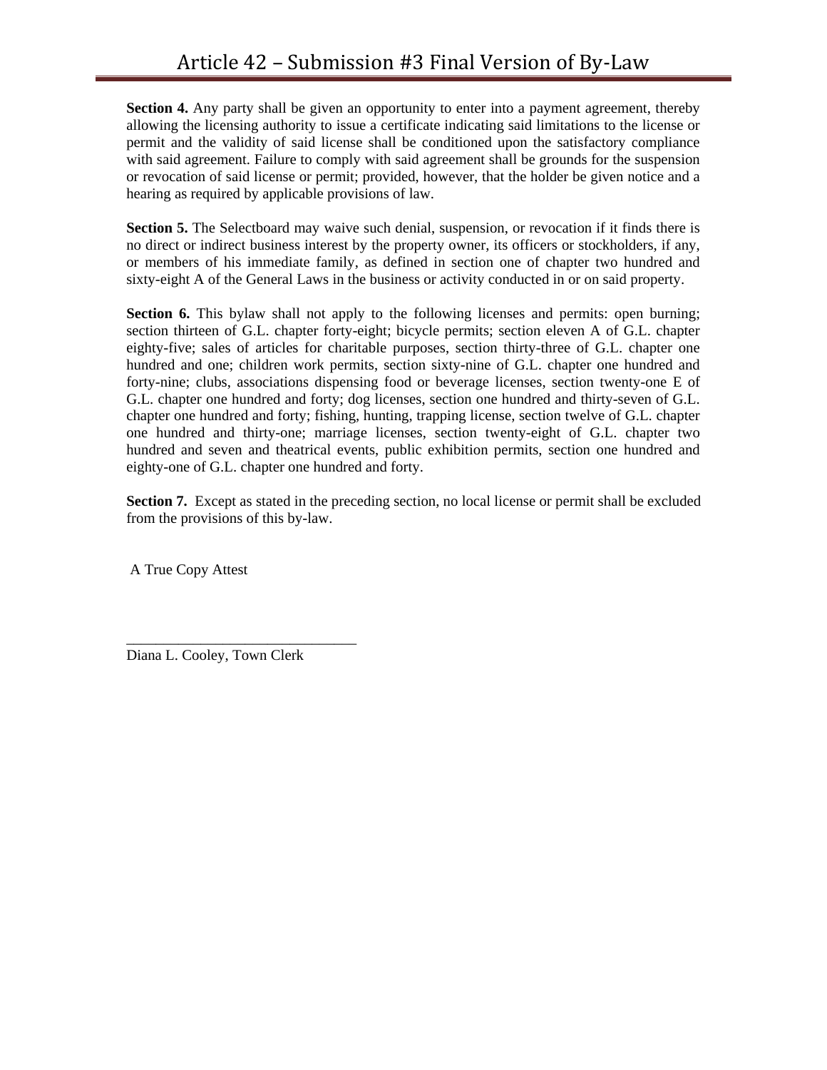**Section 4.** Any party shall be given an opportunity to enter into a payment agreement, thereby allowing the licensing authority to issue a certificate indicating said limitations to the license or permit and the validity of said license shall be conditioned upon the satisfactory compliance with said agreement. Failure to comply with said agreement shall be grounds for the suspension or revocation of said license or permit; provided, however, that the holder be given notice and a hearing as required by applicable provisions of law.

**Section 5.** The Selectboard may waive such denial, suspension, or revocation if it finds there is no direct or indirect business interest by the property owner, its officers or stockholders, if any, or members of his immediate family, as defined in section one of chapter two hundred and sixty-eight A of the General Laws in the business or activity conducted in or on said property.

**Section 6.** This bylaw shall not apply to the following licenses and permits: open burning; section thirteen of G.L. chapter forty-eight; bicycle permits; section eleven A of G.L. chapter eighty-five; sales of articles for charitable purposes, section thirty-three of G.L. chapter one hundred and one; children work permits, section sixty-nine of G.L. chapter one hundred and forty-nine; clubs, associations dispensing food or beverage licenses, section twenty-one E of G.L. chapter one hundred and forty; dog licenses, section one hundred and thirty-seven of G.L. chapter one hundred and forty; fishing, hunting, trapping license, section twelve of G.L. chapter one hundred and thirty-one; marriage licenses, section twenty-eight of G.L. chapter two hundred and seven and theatrical events, public exhibition permits, section one hundred and eighty-one of G.L. chapter one hundred and forty.

**Section 7.** Except as stated in the preceding section, no local license or permit shall be excluded from the provisions of this by-law.

A True Copy Attest

_______________________________
Diana L. Cooley, Town Clerk